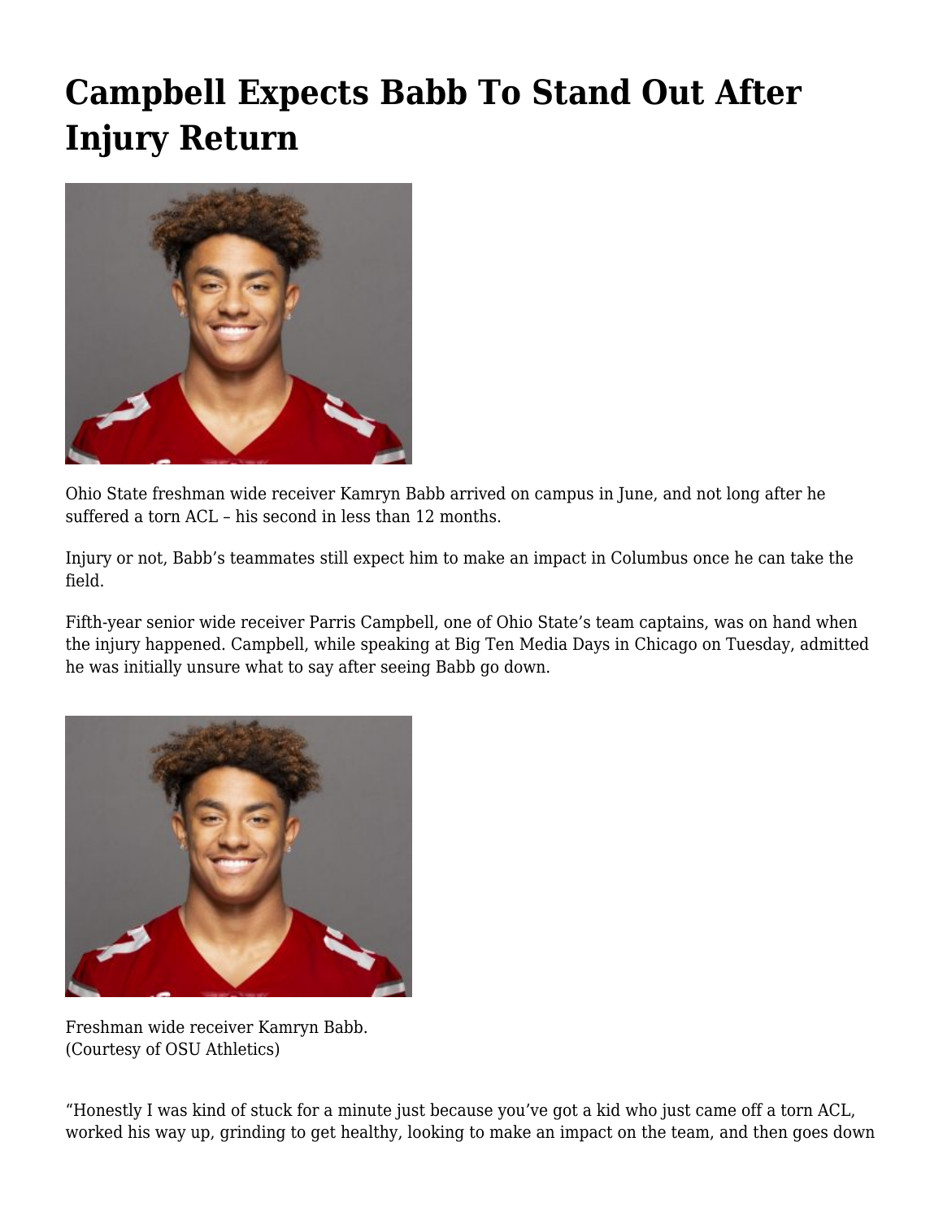# Campbell Expects Babb To Stand Out After Injury Return

Ohio State freshman wide receiver Kamryn Babb arrived on campus in June, and not long after he suffered a torn ACL – his second in less than 12 months.

Injury or not, Babb's teammates still expect him to make an impact in Columbus once he can take the field.

Fifth-year senior wide receiver Parris Campbell, one of Ohio State's team captains, was on hand when the injury happened. Campbell, while speaking at Big Ten Media Days in Chicago on Tuesday, admitted he was initially unsure what to say after seeing Babb go down.

Freshman wide receiver Kamryn Babb.
(Courtesy of OSU Athletics)

"Honestly I was kind of stuck for a minute just because you've got a kid who just came off a torn ACL, worked his way up, grinding to get healthy, looking to make an impact on the team, and then goes down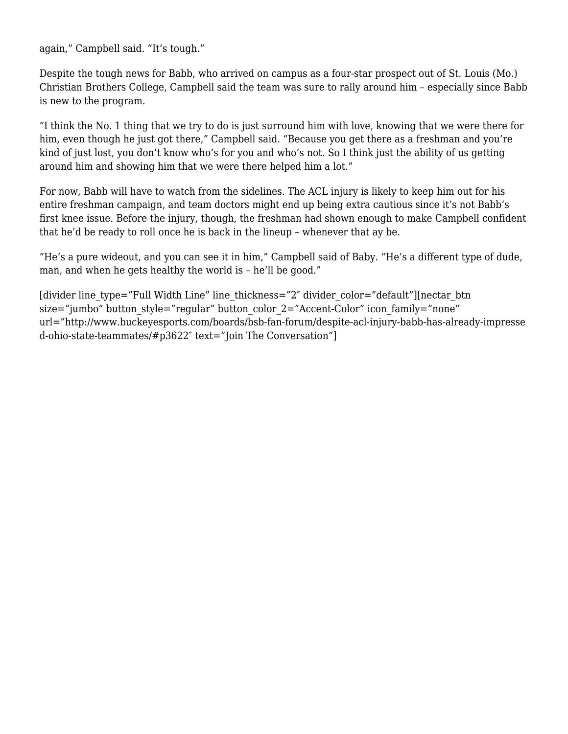again," Campbell said. "It's tough."

Despite the tough news for Babb, who arrived on campus as a four-star prospect out of St. Louis (Mo.) Christian Brothers College, Campbell said the team was sure to rally around him – especially since Babb is new to the program.

"I think the No. 1 thing that we try to do is just surround him with love, knowing that we were there for him, even though he just got there," Campbell said. "Because you get there as a freshman and you're kind of just lost, you don't know who's for you and who's not. So I think just the ability of us getting around him and showing him that we were there helped him a lot."

For now, Babb will have to watch from the sidelines. The ACL injury is likely to keep him out for his entire freshman campaign, and team doctors might end up being extra cautious since it's not Babb's first knee issue. Before the injury, though, the freshman had shown enough to make Campbell confident that he'd be ready to roll once he is back in the lineup – whenever that ay be.

"He's a pure wideout, and you can see it in him," Campbell said of Baby. "He's a different type of dude, man, and when he gets healthy the world is – he'll be good."

[divider line_type="Full Width Line" line_thickness="2″ divider_color="default"][nectar_btn size="jumbo" button_style="regular" button_color_2="Accent-Color" icon_family="none" url="http://www.buckeyesports.com/boards/bsb-fan-forum/despite-acl-injury-babb-has-already-impressed-ohio-state-teammates/#p3622″ text="Join The Conversation"]